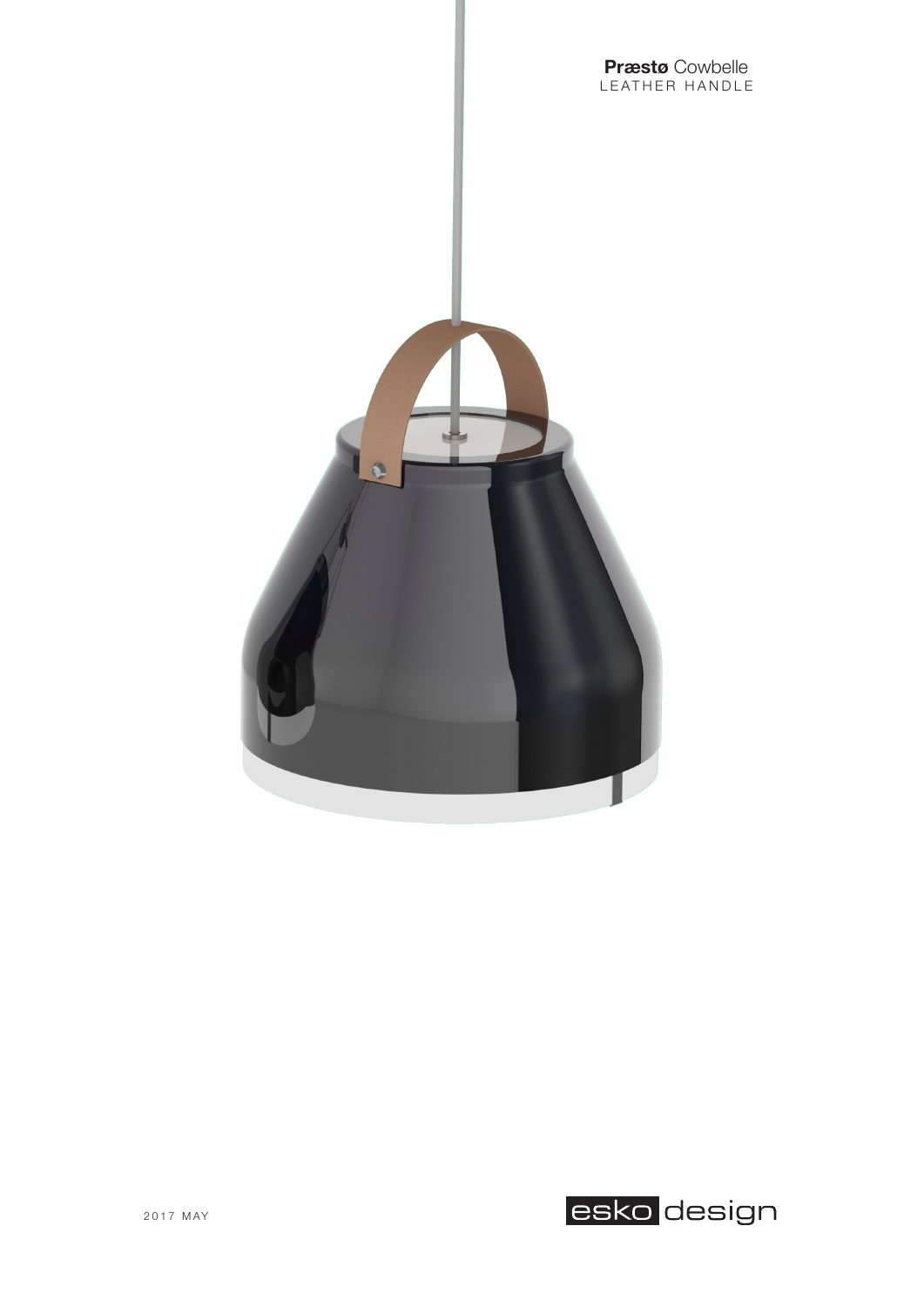**Præstø** Cowbelle
LEATHER HANDLE

2017 MAY

esko design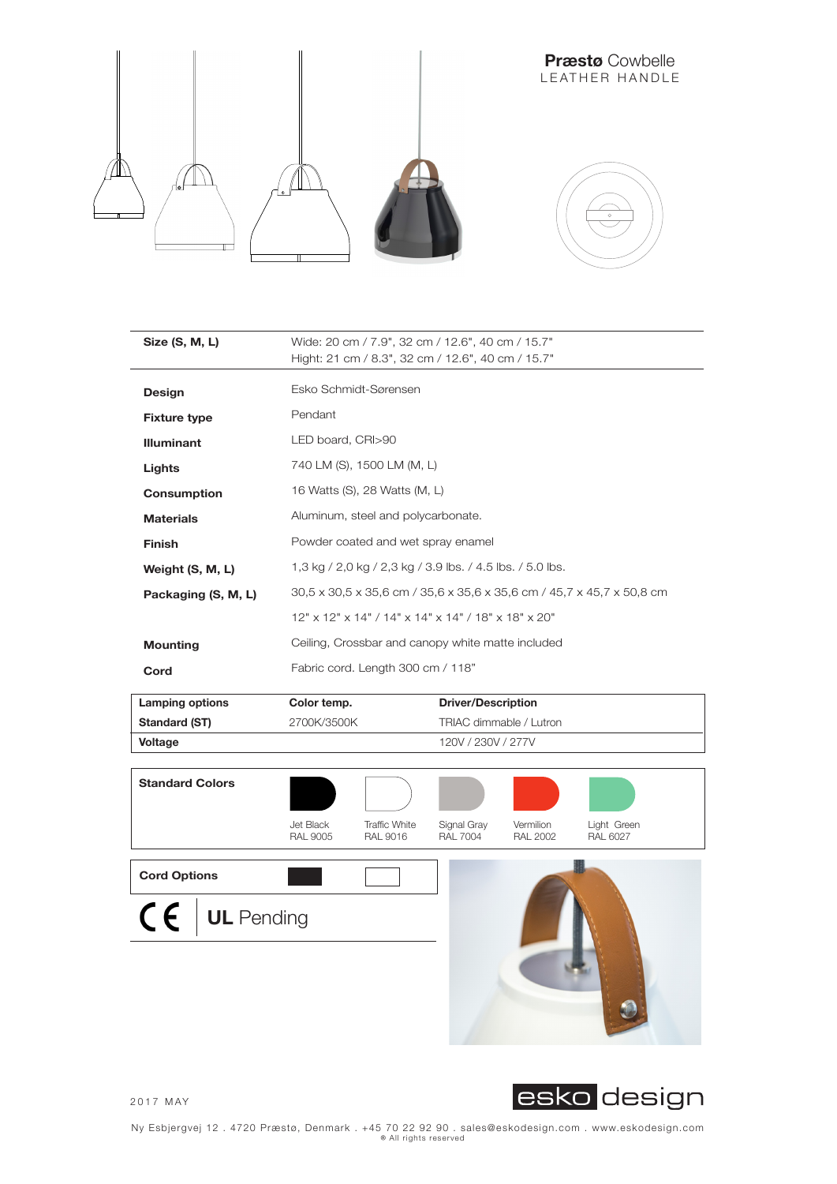# **Præstø** Cowbelle

LEATHER HANDLE

| | |
|---|---|
| **Size (S, M, L)** | Wide: 20 cm / 7.9", 32 cm / 12.6", 40 cm / 15.7"<br>Hight: 21 cm / 8.3", 32 cm / 12.6", 40 cm / 15.7" |
| **Design** | Esko Schmidt-Sørensen |
| **Fixture type** | Pendant |
| **Illuminant** | LED board, CRI>90 |
| **Lights** | 740 LM (S), 1500 LM (M, L) |
| **Consumption** | 16 Watts (S), 28 Watts (M, L) |
| **Materials** | Aluminum, steel and polycarbonate. |
| **Finish** | Powder coated and wet spray enamel |
| **Weight (S, M, L)** | 1,3 kg / 2,0 kg / 2,3 kg / 3.9 lbs. / 4.5 lbs. / 5.0 lbs. |
| **Packaging (S, M, L)** | 30,5 x 30,5 x 35,6 cm / 35,6 x 35,6 x 35,6 cm / 45,7 x 45,7 x 50,8 cm<br>12" x 12" x 14" / 14" x 14" x 14" / 18" x 18" x 20" |
| **Mounting** | Ceiling, Crossbar and canopy white matte included |
| **Cord** | Fabric cord. Length 300 cm / 118" |

| **Lamping options** | **Color temp.** | **Driver/Description** |
|---|---|---|
| **Standard (ST)** | 2700K/3500K | TRIAC dimmable / Lutron |
| **Voltage** | | 120V / 230V / 277V |

**Standard Colors**

Jet Black RAL 9005
Traffic White RAL 9016
Signal Gray RAL 7004
Vermilion RAL 2002
Light Green RAL 6027

**Cord Options**

CE | **UL** Pending

2017 MAY

esko design

Ny Esbjergvej 12 . 4720 Præstø, Denmark . +45 70 22 92 90 . sales@eskodesign.com . www.eskodesign.com
® All rights reserved